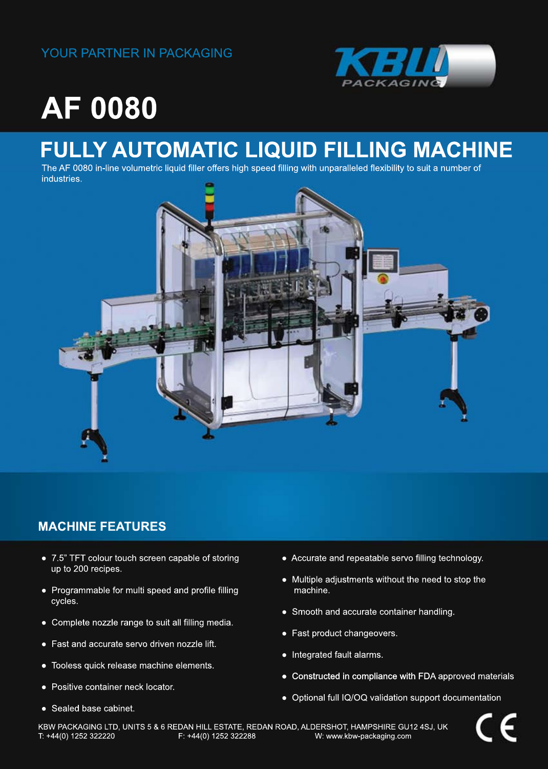YOUR PARTNER IN PACKAGING

KBW PACKAGING

# AF 0080

## FULLY AUTOMATIC LIQUID FILLING MACHINE

The AF 0080 in-line volumetric liquid filler offers high speed filling with unparalleled flexibility to suit a number of industries.

## MACHINE FEATURES

- 7.5" TFT colour touch screen capable of storing up to 200 recipes.
- Programmable for multi speed and profile filling cycles.
- Complete nozzle range to suit all filling media.
- Fast and accurate servo driven nozzle lift.
- Tooless quick release machine elements.
- Positive container neck locator.
- Sealed base cabinet.
- Accurate and repeatable servo filling technology.
- Multiple adjustments without the need to stop the machine.
- Smooth and accurate container handling.
- Fast product changeovers.
- Integrated fault alarms.
- Constructed in compliance with FDA approved materials
- Optional full IQ/OQ validation support documentation

KBW PACKAGING LTD, UNITS 5 & 6 REDAN HILL ESTATE, REDAN ROAD, ALDERSHOT, HAMPSHIRE GU12 4SJ, UK
T: +44(0) 1252 322220 F: +44(0) 1252 322288 W: www.kbw-packaging.com

CE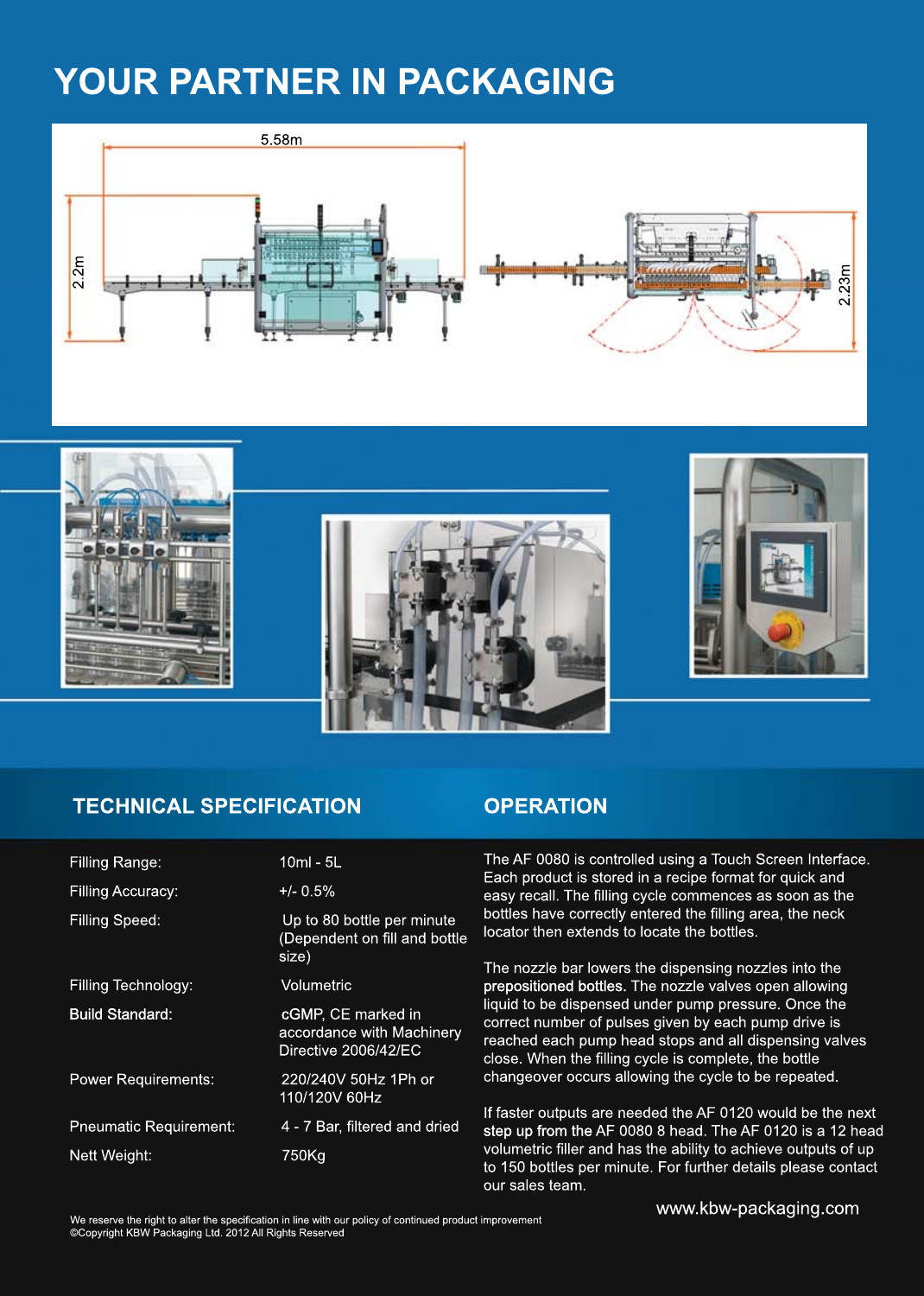# YOUR PARTNER IN PACKAGING

5.58m

2.2m

2.23m

## TECHNICAL SPECIFICATION

| | |
|---|---|
| Filling Range: | 10ml - 5L |
| Filling Accuracy: | +/- 0.5% |
| Filling Speed: | Up to 80 bottle per minute (Dependent on fill and bottle size) |
| Filling Technology: | Volumetric |
| **Build Standard:** | cGMP, CE marked in accordance with Machinery Directive 2006/42/EC |
| Power Requirements: | 220/240V 50Hz 1Ph or 110/120V 60Hz |
| Pneumatic Requirement: | 4 - 7 Bar, filtered and dried |
| Nett Weight: | 750Kg |

## OPERATION

The AF 0080 is controlled using a Touch Screen Interface. Each product is stored in a recipe format for quick and easy recall. The filling cycle commences as soon as the bottles have correctly entered the filling area, the neck locator then extends to locate the bottles.

The nozzle bar lowers the dispensing nozzles into the **prepositioned bottles**. The nozzle valves open allowing liquid to be dispensed under pump pressure. Once the correct number of pulses given by each pump drive is reached each pump head stops and all dispensing valves close. When the filling cycle is complete, the bottle changeover occurs allowing the cycle to be repeated.

If faster outputs are needed the AF 0120 would be the next **step up from the** AF 0080 8 head. The AF 0120 is a 12 head volumetric filler and has the ability to achieve outputs of up to 150 bottles per minute. For further details please contact our sales team.

www.kbw-packaging.com

We reserve the right to alter the specification in line with our policy of continued product improvement
©Copyright KBW Packaging Ltd. 2012 All Rights Reserved